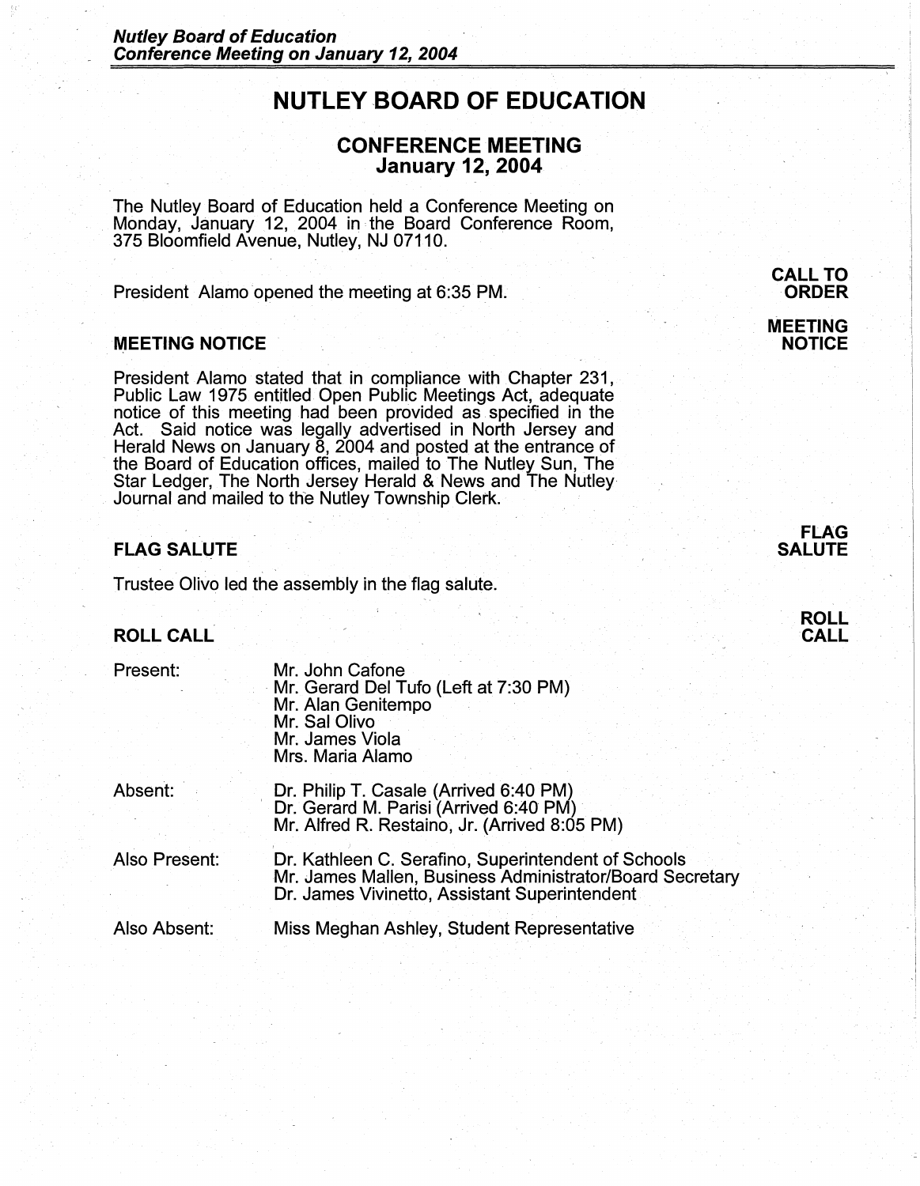# NUTLEY BOARD OF EDUCATION

## CONFERENCE MEETING
## January 12, 2004

The Nutley Board of Education held a Conference Meeting on Monday, January 12, 2004 in the Board Conference Room, 375 Bloomfield Avenue, Nutley, NJ 07110.

**CALL TO ORDER**

President Alamo opened the meeting at 6:35 PM.

### MEETING NOTICE

President Alamo stated that in compliance with Chapter 231, Public Law 1975 entitled Open Public Meetings Act, adequate notice of this meeting had been provided as specified in the Act. Said notice was legally advertised in North Jersey and Herald News on January 8, 2004 and posted at the entrance of the Board of Education offices, mailed to The Nutley Sun, The Star Ledger, The North Jersey Herald & News and The Nutley Journal and mailed to the Nutley Township Clerk.

### FLAG SALUTE

Trustee Olivo led the assembly in the flag salute.

### ROLL CALL

Present:
- Mr. John Cafone
- Mr. Gerard Del Tufo (Left at 7:30 PM)
- Mr. Alan Genitempo
- Mr. Sal Olivo
- Mr. James Viola
- Mrs. Maria Alamo

Absent:
- Dr. Philip T. Casale (Arrived 6:40 PM)
- Dr. Gerard M. Parisi (Arrived 6:40 PM)
- Mr. Alfred R. Restaino, Jr. (Arrived 8:05 PM)

Also Present:
- Dr. Kathleen C. Serafino, Superintendent of Schools
- Mr. James Mallen, Business Administrator/Board Secretary
- Dr. James Vivinetto, Assistant Superintendent

Also Absent:
- Miss Meghan Ashley, Student Representative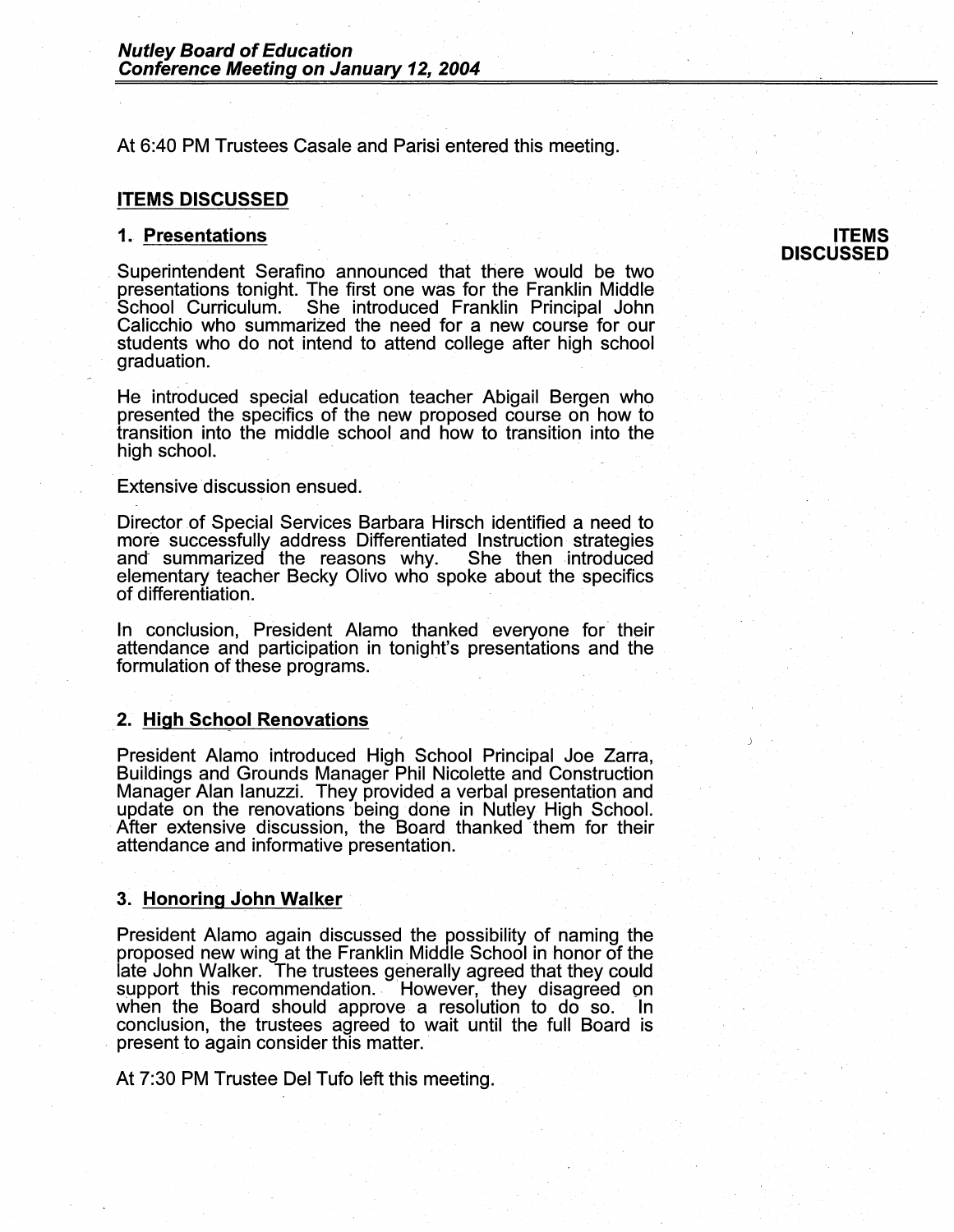At 6:40 PM Trustees Casale and Parisi entered this meeting.

## ITEMS DISCUSSED

**ITEMS DISCUSSED**

### 1. Presentations

Superintendent Serafino announced that there would be two presentations tonight. The first one was for the Franklin Middle School Curriculum. She introduced Franklin Principal John Calicchio who summarized the need for a new course for our students who do not intend to attend college after high school graduation.

He introduced special education teacher Abigail Bergen who presented the specifics of the new proposed course on how to transition into the middle school and how to transition into the high school.

Extensive discussion ensued.

Director of Special Services Barbara Hirsch identified a need to more successfully address Differentiated Instruction strategies and summarized the reasons why. She then introduced elementary teacher Becky Olivo who spoke about the specifics of differentiation.

In conclusion, President Alamo thanked everyone for their attendance and participation in tonight's presentations and the formulation of these programs.

### 2. High School Renovations

President Alamo introduced High School Principal Joe Zarra, Buildings and Grounds Manager Phil Nicolette and Construction Manager Alan Ianuzzi. They provided a verbal presentation and update on the renovations being done in Nutley High School. After extensive discussion, the Board thanked them for their attendance and informative presentation.

### 3. Honoring John Walker

President Alamo again discussed the possibility of naming the proposed new wing at the Franklin Middle School in honor of the late John Walker. The trustees generally agreed that they could support this recommendation. However, they disagreed on when the Board should approve a resolution to do so. In conclusion, the trustees agreed to wait until the full Board is present to again consider this matter.

At 7:30 PM Trustee Del Tufo left this meeting.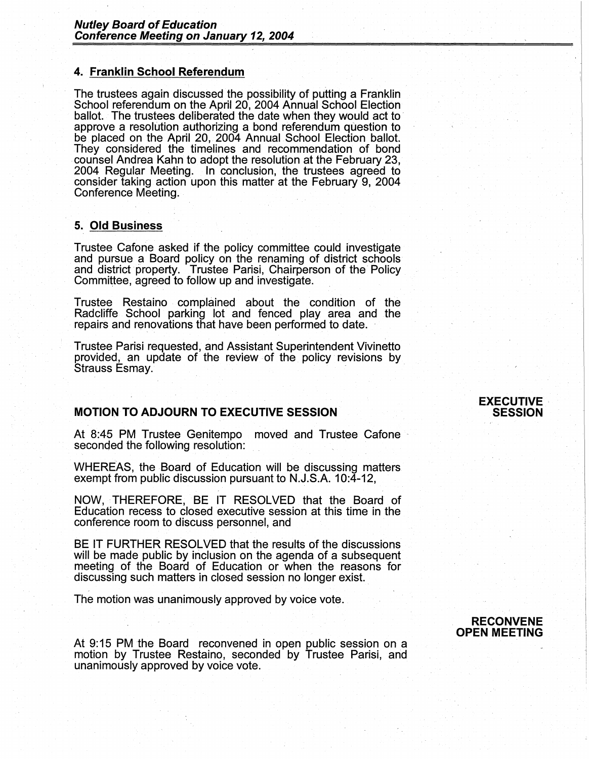### 4. Franklin School Referendum

The trustees again discussed the possibility of putting a Franklin School referendum on the April 20, 2004 Annual School Election ballot. The trustees deliberated the date when they would act to approve a resolution authorizing a bond referendum question to be placed on the April 20, 2004 Annual School Election ballot. They considered the timelines and recommendation of bond counsel Andrea Kahn to adopt the resolution at the February 23, 2004 Regular Meeting. In conclusion, the trustees agreed to consider taking action upon this matter at the February 9, 2004 Conference Meeting.

### 5. Old Business

Trustee Cafone asked if the policy committee could investigate and pursue a Board policy on the renaming of district schools and district property. Trustee Parisi, Chairperson of the Policy Committee, agreed to follow up and investigate.

Trustee Restaino complained about the condition of the Radcliffe School parking lot and fenced play area and the repairs and renovations that have been performed to date.

Trustee Parisi requested, and Assistant Superintendent Vivinetto provided, an update of the review of the policy revisions by Strauss Esmay.

## MOTION TO ADJOURN TO EXECUTIVE SESSION

**EXECUTIVE SESSION**

At 8:45 PM Trustee Genitempo moved and Trustee Cafone seconded the following resolution:

WHEREAS, the Board of Education will be discussing matters exempt from public discussion pursuant to N.J.S.A. 10:4-12,

NOW, THEREFORE, BE IT RESOLVED that the Board of Education recess to closed executive session at this time in the conference room to discuss personnel, and

BE IT FURTHER RESOLVED that the results of the discussions will be made public by inclusion on the agenda of a subsequent meeting of the Board of Education or when the reasons for discussing such matters in closed session no longer exist.

The motion was unanimously approved by voice vote.

**RECONVENE OPEN MEETING**

At 9:15 PM the Board reconvened in open public session on a motion by Trustee Restaino, seconded by Trustee Parisi, and unanimously approved by voice vote.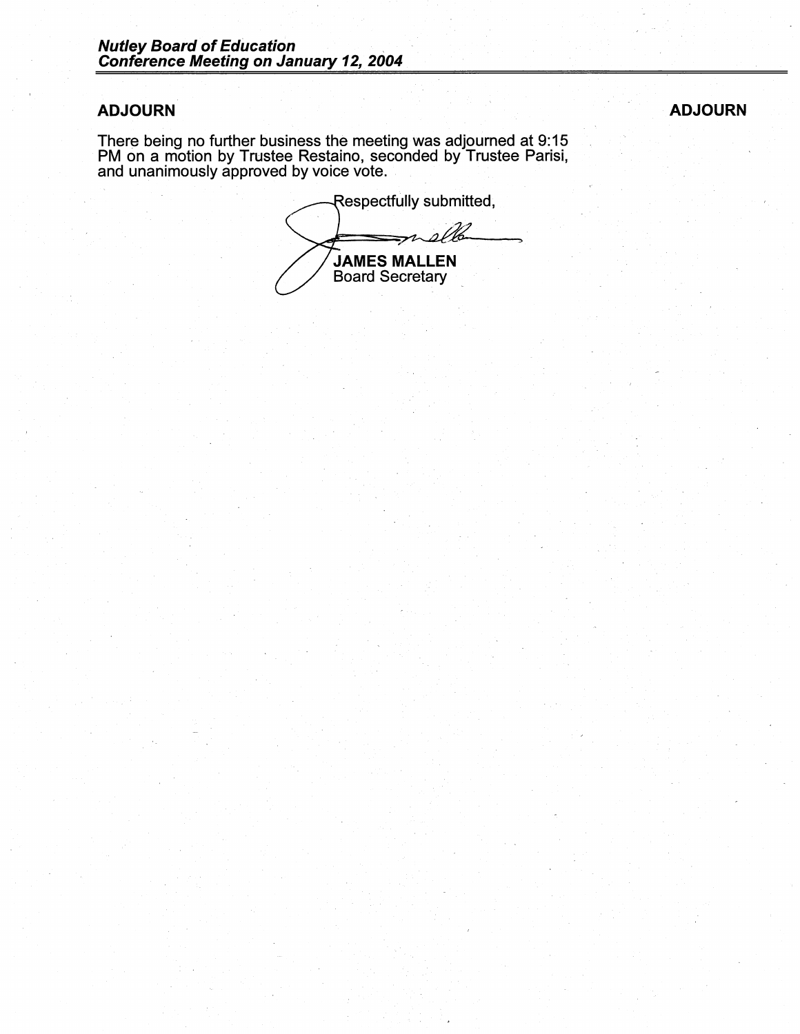## ADJOURN

There being no further business the meeting was adjourned at 9:15 PM on a motion by Trustee Restaino, seconded by Trustee Parisi, and unanimously approved by voice vote.

Respectfully submitted,

**JAMES MALLEN**
Board Secretary